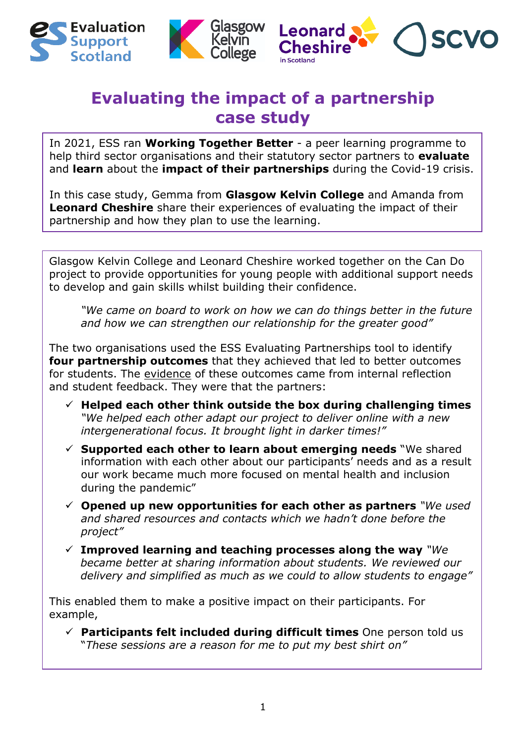# Evaluating the impact of a partnership case study

In 2021, ESS ran **Working Together Better** - a peer learning programme to help third sector organisations and their statutory sector partners to **evaluate** and **learn** about the **impact of their partnerships** during the Covid-19 crisis.

In this case study, Gemma from **Glasgow Kelvin College** and Amanda from **Leonard Cheshire** share their experiences of evaluating the impact of their partnership and how they plan to use the learning.

Glasgow Kelvin College and Leonard Cheshire worked together on the Can Do project to provide opportunities for young people with additional support needs to develop and gain skills whilst building their confidence.

> *"We came on board to work on how we can do things better in the future and how we can strengthen our relationship for the greater good"*

The two organisations used the ESS Evaluating Partnerships tool to identify **four partnership outcomes** that they achieved that led to better outcomes for students. The evidence of these outcomes came from internal reflection and student feedback. They were that the partners:

- ✓ **Helped each other think outside the box during challenging times** *"We helped each other adapt our project to deliver online with a new intergenerational focus. It brought light in darker times!"*
- ✓ **Supported each other to learn about emerging needs** "We shared information with each other about our participants' needs and as a result our work became much more focused on mental health and inclusion during the pandemic"
- ✓ **Opened up new opportunities for each other as partners** *"We used and shared resources and contacts which we hadn't done before the project"*
- ✓ **Improved learning and teaching processes along the way** *"We became better at sharing information about students. We reviewed our delivery and simplified as much as we could to allow students to engage"*

This enabled them to make a positive impact on their participants. For example,

- ✓ **Participants felt included during difficult times** One person told us *"These sessions are a reason for me to put my best shirt on"*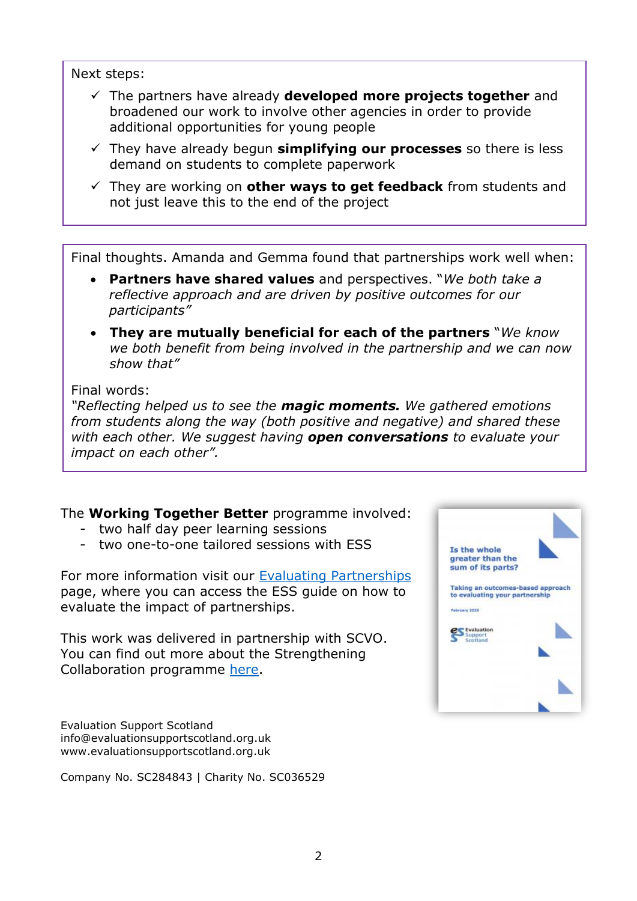Next steps:

- ✓ The partners have already **developed more projects together** and broadened our work to involve other agencies in order to provide additional opportunities for young people
- ✓ They have already begun **simplifying our processes** so there is less demand on students to complete paperwork
- ✓ They are working on **other ways to get feedback** from students and not just leave this to the end of the project

Final thoughts. Amanda and Gemma found that partnerships work well when:

- **Partners have shared values** and perspectives. "*We both take a reflective approach and are driven by positive outcomes for our participants"*
- **They are mutually beneficial for each of the partners** "*We know we both benefit from being involved in the partnership and we can now show that"*

Final words:
*"Reflecting helped us to see the **magic moments.** We gathered emotions from students along the way (both positive and negative) and shared these with each other. We suggest having **open conversations** to evaluate your impact on each other".*

The **Working Together Better** programme involved:

- two half day peer learning sessions
- two one-to-one tailored sessions with ESS

For more information visit our Evaluating Partnerships page, where you can access the ESS guide on how to evaluate the impact of partnerships.

This work was delivered in partnership with SCVO. You can find out more about the Strengthening Collaboration programme here.

Is the whole greater than the sum of its parts?

Taking an outcomes-based approach to evaluating your partnership

February 2020

Evaluation Support Scotland

Evaluation Support Scotland
info@evaluationsupportscotland.org.uk
www.evaluationsupportscotland.org.uk

Company No. SC284843 | Charity No. SC036529